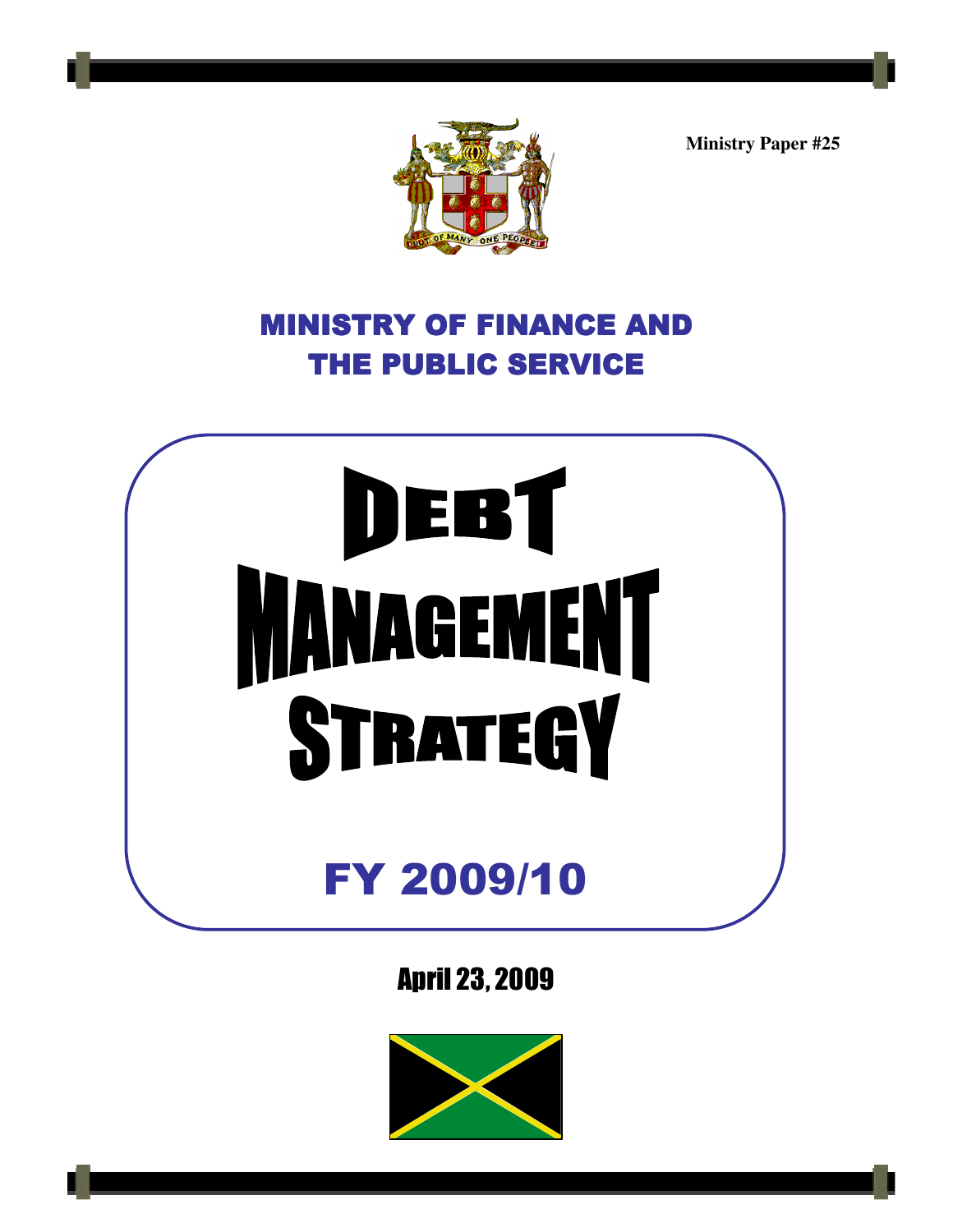Ministry Paper #25

# MINISTRY OF FINANCE AND THE PUBLIC SERVICE

# DEBT MANAGEMENT STRATEGY

## FY 2009/10

April 23, 2009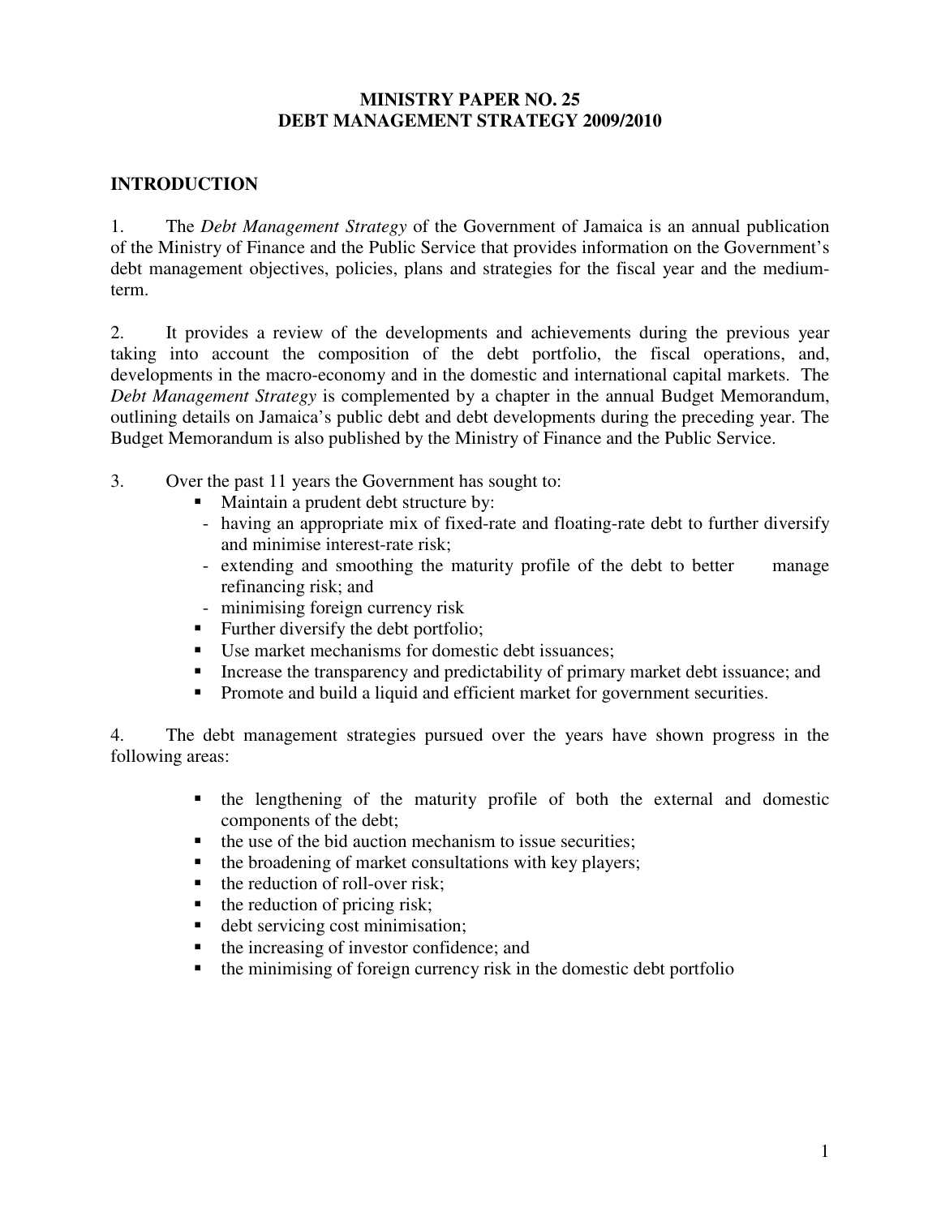# MINISTRY PAPER NO. 25
# DEBT MANAGEMENT STRATEGY 2009/2010

## INTRODUCTION

1. The *Debt Management Strategy* of the Government of Jamaica is an annual publication of the Ministry of Finance and the Public Service that provides information on the Government's debt management objectives, policies, plans and strategies for the fiscal year and the medium-term.

2. It provides a review of the developments and achievements during the previous year taking into account the composition of the debt portfolio, the fiscal operations, and, developments in the macro-economy and in the domestic and international capital markets. The *Debt Management Strategy* is complemented by a chapter in the annual Budget Memorandum, outlining details on Jamaica's public debt and debt developments during the preceding year. The Budget Memorandum is also published by the Ministry of Finance and the Public Service.

3. Over the past 11 years the Government has sought to:

- Maintain a prudent debt structure by:
  - having an appropriate mix of fixed-rate and floating-rate debt to further diversify and minimise interest-rate risk;
  - extending and smoothing the maturity profile of the debt to better manage refinancing risk; and
  - minimising foreign currency risk
- Further diversify the debt portfolio;
- Use market mechanisms for domestic debt issuances;
- Increase the transparency and predictability of primary market debt issuance; and
- Promote and build a liquid and efficient market for government securities.

4. The debt management strategies pursued over the years have shown progress in the following areas:

- the lengthening of the maturity profile of both the external and domestic components of the debt;
- the use of the bid auction mechanism to issue securities;
- the broadening of market consultations with key players;
- the reduction of roll-over risk;
- the reduction of pricing risk;
- debt servicing cost minimisation;
- the increasing of investor confidence; and
- the minimising of foreign currency risk in the domestic debt portfolio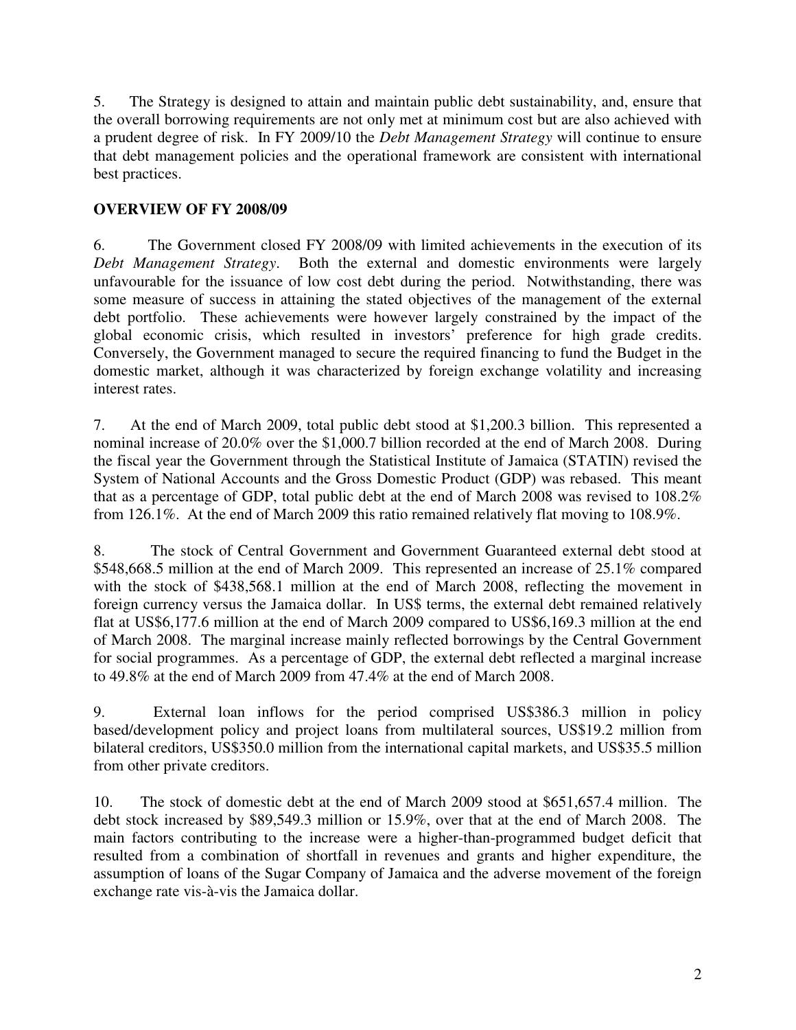5. The Strategy is designed to attain and maintain public debt sustainability, and, ensure that the overall borrowing requirements are not only met at minimum cost but are also achieved with a prudent degree of risk. In FY 2009/10 the *Debt Management Strategy* will continue to ensure that debt management policies and the operational framework are consistent with international best practices.

**OVERVIEW OF FY 2008/09**

6. The Government closed FY 2008/09 with limited achievements in the execution of its *Debt Management Strategy*. Both the external and domestic environments were largely unfavourable for the issuance of low cost debt during the period. Notwithstanding, there was some measure of success in attaining the stated objectives of the management of the external debt portfolio. These achievements were however largely constrained by the impact of the global economic crisis, which resulted in investors' preference for high grade credits. Conversely, the Government managed to secure the required financing to fund the Budget in the domestic market, although it was characterized by foreign exchange volatility and increasing interest rates.

7. At the end of March 2009, total public debt stood at $1,200.3 billion. This represented a nominal increase of 20.0% over the $1,000.7 billion recorded at the end of March 2008. During the fiscal year the Government through the Statistical Institute of Jamaica (STATIN) revised the System of National Accounts and the Gross Domestic Product (GDP) was rebased. This meant that as a percentage of GDP, total public debt at the end of March 2008 was revised to 108.2% from 126.1%. At the end of March 2009 this ratio remained relatively flat moving to 108.9%.

8. The stock of Central Government and Government Guaranteed external debt stood at $548,668.5 million at the end of March 2009. This represented an increase of 25.1% compared with the stock of $438,568.1 million at the end of March 2008, reflecting the movement in foreign currency versus the Jamaica dollar. In US$ terms, the external debt remained relatively flat at US$6,177.6 million at the end of March 2009 compared to US$6,169.3 million at the end of March 2008. The marginal increase mainly reflected borrowings by the Central Government for social programmes. As a percentage of GDP, the external debt reflected a marginal increase to 49.8% at the end of March 2009 from 47.4% at the end of March 2008.

9. External loan inflows for the period comprised US$386.3 million in policy based/development policy and project loans from multilateral sources, US$19.2 million from bilateral creditors, US$350.0 million from the international capital markets, and US$35.5 million from other private creditors.

10. The stock of domestic debt at the end of March 2009 stood at $651,657.4 million. The debt stock increased by $89,549.3 million or 15.9%, over that at the end of March 2008. The main factors contributing to the increase were a higher-than-programmed budget deficit that resulted from a combination of shortfall in revenues and grants and higher expenditure, the assumption of loans of the Sugar Company of Jamaica and the adverse movement of the foreign exchange rate vis-à-vis the Jamaica dollar.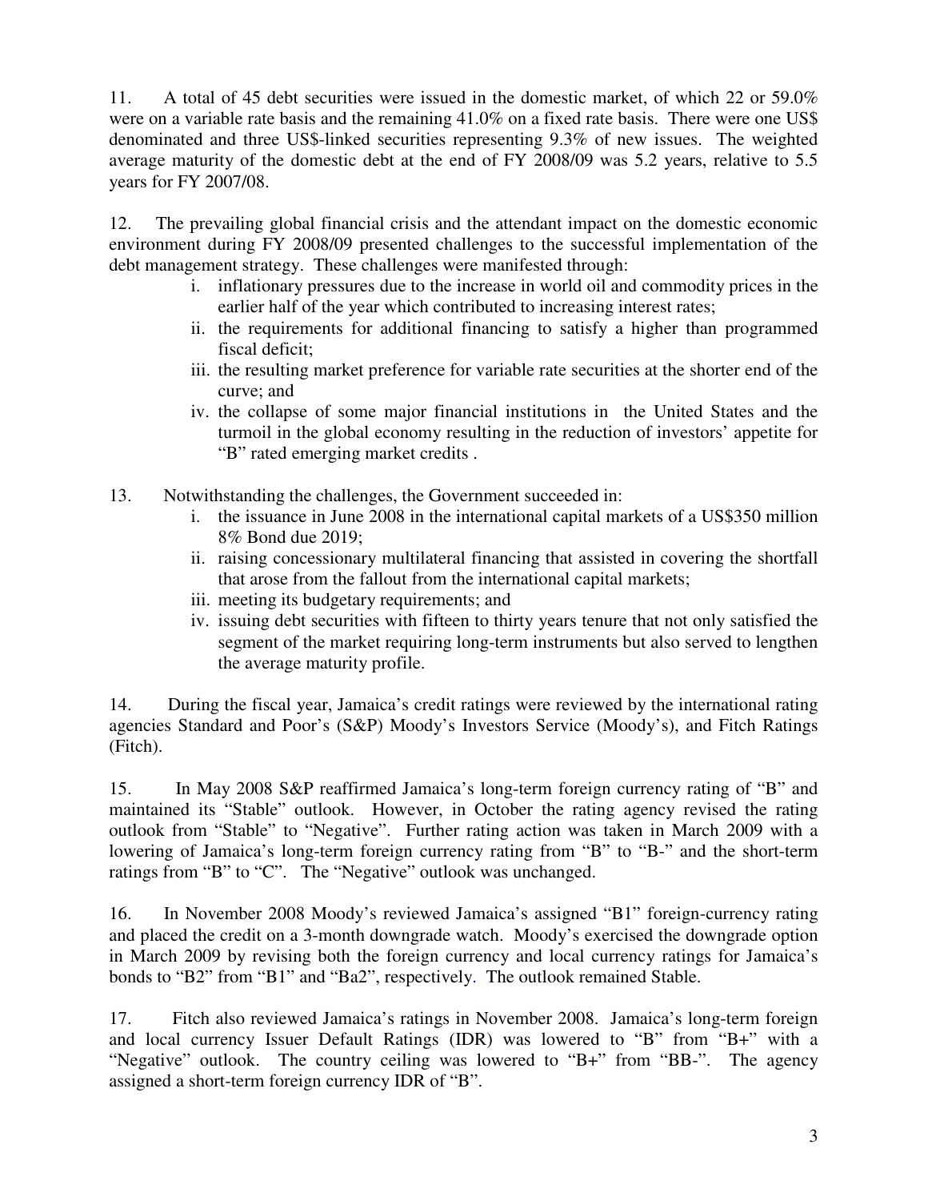11. A total of 45 debt securities were issued in the domestic market, of which 22 or 59.0% were on a variable rate basis and the remaining 41.0% on a fixed rate basis. There were one US$ denominated and three US$-linked securities representing 9.3% of new issues. The weighted average maturity of the domestic debt at the end of FY 2008/09 was 5.2 years, relative to 5.5 years for FY 2007/08.

12. The prevailing global financial crisis and the attendant impact on the domestic economic environment during FY 2008/09 presented challenges to the successful implementation of the debt management strategy. These challenges were manifested through:

i. inflationary pressures due to the increase in world oil and commodity prices in the earlier half of the year which contributed to increasing interest rates;
ii. the requirements for additional financing to satisfy a higher than programmed fiscal deficit;
iii. the resulting market preference for variable rate securities at the shorter end of the curve; and
iv. the collapse of some major financial institutions in the United States and the turmoil in the global economy resulting in the reduction of investors' appetite for "B" rated emerging market credits .

13. Notwithstanding the challenges, the Government succeeded in:

i. the issuance in June 2008 in the international capital markets of a US$350 million 8% Bond due 2019;
ii. raising concessionary multilateral financing that assisted in covering the shortfall that arose from the fallout from the international capital markets;
iii. meeting its budgetary requirements; and
iv. issuing debt securities with fifteen to thirty years tenure that not only satisfied the segment of the market requiring long-term instruments but also served to lengthen the average maturity profile.

14. During the fiscal year, Jamaica's credit ratings were reviewed by the international rating agencies Standard and Poor's (S&P) Moody's Investors Service (Moody's), and Fitch Ratings (Fitch).

15. In May 2008 S&P reaffirmed Jamaica's long-term foreign currency rating of "B" and maintained its "Stable" outlook. However, in October the rating agency revised the rating outlook from "Stable" to "Negative". Further rating action was taken in March 2009 with a lowering of Jamaica's long-term foreign currency rating from "B" to "B-" and the short-term ratings from "B" to "C". The "Negative" outlook was unchanged.

16. In November 2008 Moody's reviewed Jamaica's assigned "B1" foreign-currency rating and placed the credit on a 3-month downgrade watch. Moody's exercised the downgrade option in March 2009 by revising both the foreign currency and local currency ratings for Jamaica's bonds to "B2" from "B1" and "Ba2", respectively. The outlook remained Stable.

17. Fitch also reviewed Jamaica's ratings in November 2008. Jamaica's long-term foreign and local currency Issuer Default Ratings (IDR) was lowered to "B" from "B+" with a "Negative" outlook. The country ceiling was lowered to "B+" from "BB-". The agency assigned a short-term foreign currency IDR of "B".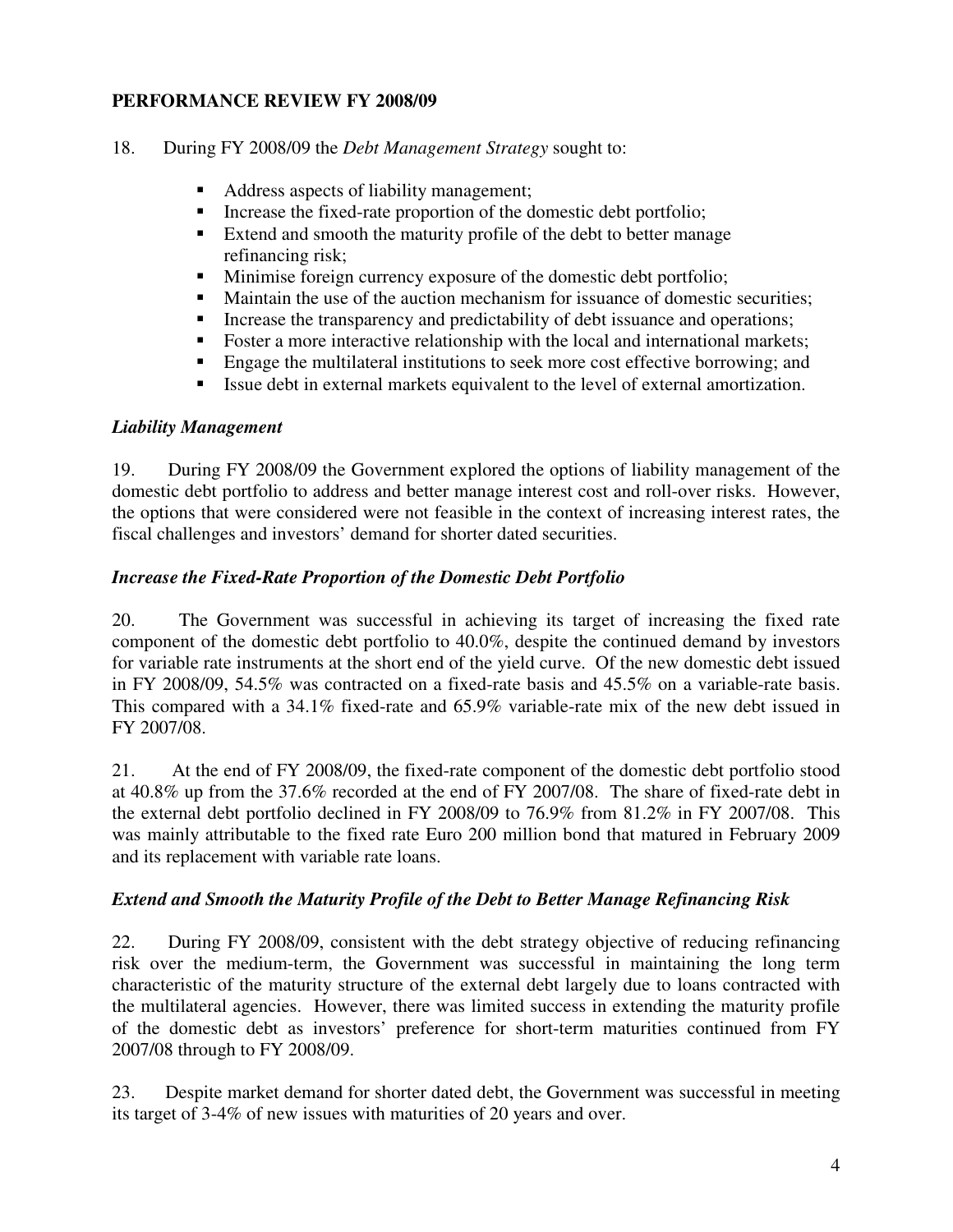## PERFORMANCE REVIEW FY 2008/09

18. During FY 2008/09 the *Debt Management Strategy* sought to:

- Address aspects of liability management;
- Increase the fixed-rate proportion of the domestic debt portfolio;
- Extend and smooth the maturity profile of the debt to better manage refinancing risk;
- Minimise foreign currency exposure of the domestic debt portfolio;
- Maintain the use of the auction mechanism for issuance of domestic securities;
- Increase the transparency and predictability of debt issuance and operations;
- Foster a more interactive relationship with the local and international markets;
- Engage the multilateral institutions to seek more cost effective borrowing; and
- Issue debt in external markets equivalent to the level of external amortization.

### *Liability Management*

19. During FY 2008/09 the Government explored the options of liability management of the domestic debt portfolio to address and better manage interest cost and roll-over risks. However, the options that were considered were not feasible in the context of increasing interest rates, the fiscal challenges and investors' demand for shorter dated securities.

### *Increase the Fixed-Rate Proportion of the Domestic Debt Portfolio*

20. The Government was successful in achieving its target of increasing the fixed rate component of the domestic debt portfolio to 40.0%, despite the continued demand by investors for variable rate instruments at the short end of the yield curve. Of the new domestic debt issued in FY 2008/09, 54.5% was contracted on a fixed-rate basis and 45.5% on a variable-rate basis. This compared with a 34.1% fixed-rate and 65.9% variable-rate mix of the new debt issued in FY 2007/08.

21. At the end of FY 2008/09, the fixed-rate component of the domestic debt portfolio stood at 40.8% up from the 37.6% recorded at the end of FY 2007/08. The share of fixed-rate debt in the external debt portfolio declined in FY 2008/09 to 76.9% from 81.2% in FY 2007/08. This was mainly attributable to the fixed rate Euro 200 million bond that matured in February 2009 and its replacement with variable rate loans.

### *Extend and Smooth the Maturity Profile of the Debt to Better Manage Refinancing Risk*

22. During FY 2008/09, consistent with the debt strategy objective of reducing refinancing risk over the medium-term, the Government was successful in maintaining the long term characteristic of the maturity structure of the external debt largely due to loans contracted with the multilateral agencies. However, there was limited success in extending the maturity profile of the domestic debt as investors' preference for short-term maturities continued from FY 2007/08 through to FY 2008/09.

23. Despite market demand for shorter dated debt, the Government was successful in meeting its target of 3-4% of new issues with maturities of 20 years and over.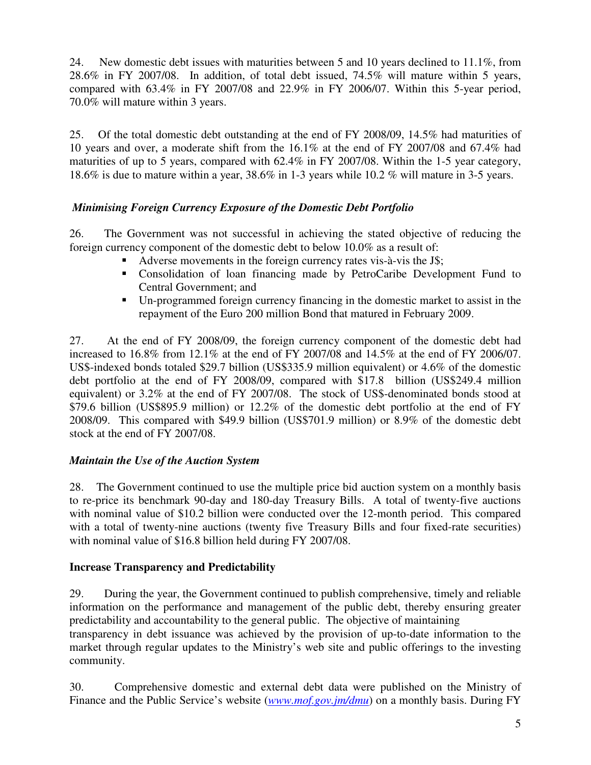24. New domestic debt issues with maturities between 5 and 10 years declined to 11.1%, from 28.6% in FY 2007/08. In addition, of total debt issued, 74.5% will mature within 5 years, compared with 63.4% in FY 2007/08 and 22.9% in FY 2006/07. Within this 5-year period, 70.0% will mature within 3 years.

25. Of the total domestic debt outstanding at the end of FY 2008/09, 14.5% had maturities of 10 years and over, a moderate shift from the 16.1% at the end of FY 2007/08 and 67.4% had maturities of up to 5 years, compared with 62.4% in FY 2007/08. Within the 1-5 year category, 18.6% is due to mature within a year, 38.6% in 1-3 years while 10.2 % will mature in 3-5 years.

### *Minimising Foreign Currency Exposure of the Domestic Debt Portfolio*

26. The Government was not successful in achieving the stated objective of reducing the foreign currency component of the domestic debt to below 10.0% as a result of:

- Adverse movements in the foreign currency rates vis-à-vis the J$;
- Consolidation of loan financing made by PetroCaribe Development Fund to Central Government; and
- Un-programmed foreign currency financing in the domestic market to assist in the repayment of the Euro 200 million Bond that matured in February 2009.

27. At the end of FY 2008/09, the foreign currency component of the domestic debt had increased to 16.8% from 12.1% at the end of FY 2007/08 and 14.5% at the end of FY 2006/07. US$-indexed bonds totaled $29.7 billion (US$335.9 million equivalent) or 4.6% of the domestic debt portfolio at the end of FY 2008/09, compared with $17.8 billion (US$249.4 million equivalent) or 3.2% at the end of FY 2007/08. The stock of US$-denominated bonds stood at $79.6 billion (US$895.9 million) or 12.2% of the domestic debt portfolio at the end of FY 2008/09. This compared with $49.9 billion (US$701.9 million) or 8.9% of the domestic debt stock at the end of FY 2007/08.

### *Maintain the Use of the Auction System*

28. The Government continued to use the multiple price bid auction system on a monthly basis to re-price its benchmark 90-day and 180-day Treasury Bills. A total of twenty-five auctions with nominal value of $10.2 billion were conducted over the 12-month period. This compared with a total of twenty-nine auctions (twenty five Treasury Bills and four fixed-rate securities) with nominal value of $16.8 billion held during FY 2007/08.

### **Increase Transparency and Predictability**

29. During the year, the Government continued to publish comprehensive, timely and reliable information on the performance and management of the public debt, thereby ensuring greater predictability and accountability to the general public. The objective of maintaining transparency in debt issuance was achieved by the provision of up-to-date information to the market through regular updates to the Ministry's web site and public offerings to the investing community.

30. Comprehensive domestic and external debt data were published on the Ministry of Finance and the Public Service's website (*www.mof.gov.jm/dmu*) on a monthly basis. During FY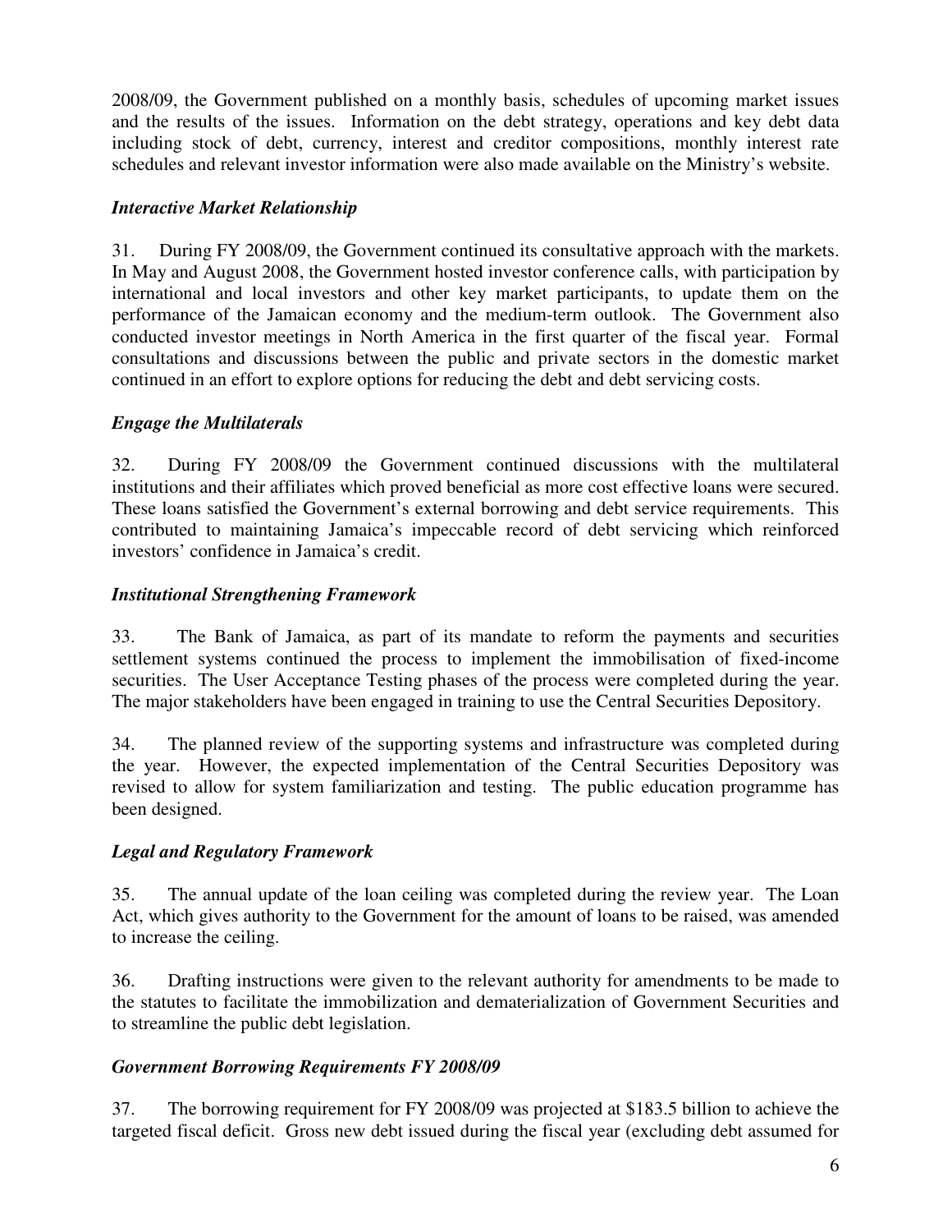2008/09, the Government published on a monthly basis, schedules of upcoming market issues and the results of the issues. Information on the debt strategy, operations and key debt data including stock of debt, currency, interest and creditor compositions, monthly interest rate schedules and relevant investor information were also made available on the Ministry's website.

### *Interactive Market Relationship*

31. During FY 2008/09, the Government continued its consultative approach with the markets. In May and August 2008, the Government hosted investor conference calls, with participation by international and local investors and other key market participants, to update them on the performance of the Jamaican economy and the medium-term outlook. The Government also conducted investor meetings in North America in the first quarter of the fiscal year. Formal consultations and discussions between the public and private sectors in the domestic market continued in an effort to explore options for reducing the debt and debt servicing costs.

### *Engage the Multilaterals*

32. During FY 2008/09 the Government continued discussions with the multilateral institutions and their affiliates which proved beneficial as more cost effective loans were secured. These loans satisfied the Government's external borrowing and debt service requirements. This contributed to maintaining Jamaica's impeccable record of debt servicing which reinforced investors' confidence in Jamaica's credit.

### *Institutional Strengthening Framework*

33. The Bank of Jamaica, as part of its mandate to reform the payments and securities settlement systems continued the process to implement the immobilisation of fixed-income securities. The User Acceptance Testing phases of the process were completed during the year. The major stakeholders have been engaged in training to use the Central Securities Depository.

34. The planned review of the supporting systems and infrastructure was completed during the year. However, the expected implementation of the Central Securities Depository was revised to allow for system familiarization and testing. The public education programme has been designed.

### *Legal and Regulatory Framework*

35. The annual update of the loan ceiling was completed during the review year. The Loan Act, which gives authority to the Government for the amount of loans to be raised, was amended to increase the ceiling.

36. Drafting instructions were given to the relevant authority for amendments to be made to the statutes to facilitate the immobilization and dematerialization of Government Securities and to streamline the public debt legislation.

### *Government Borrowing Requirements FY 2008/09*

37. The borrowing requirement for FY 2008/09 was projected at $183.5 billion to achieve the targeted fiscal deficit. Gross new debt issued during the fiscal year (excluding debt assumed for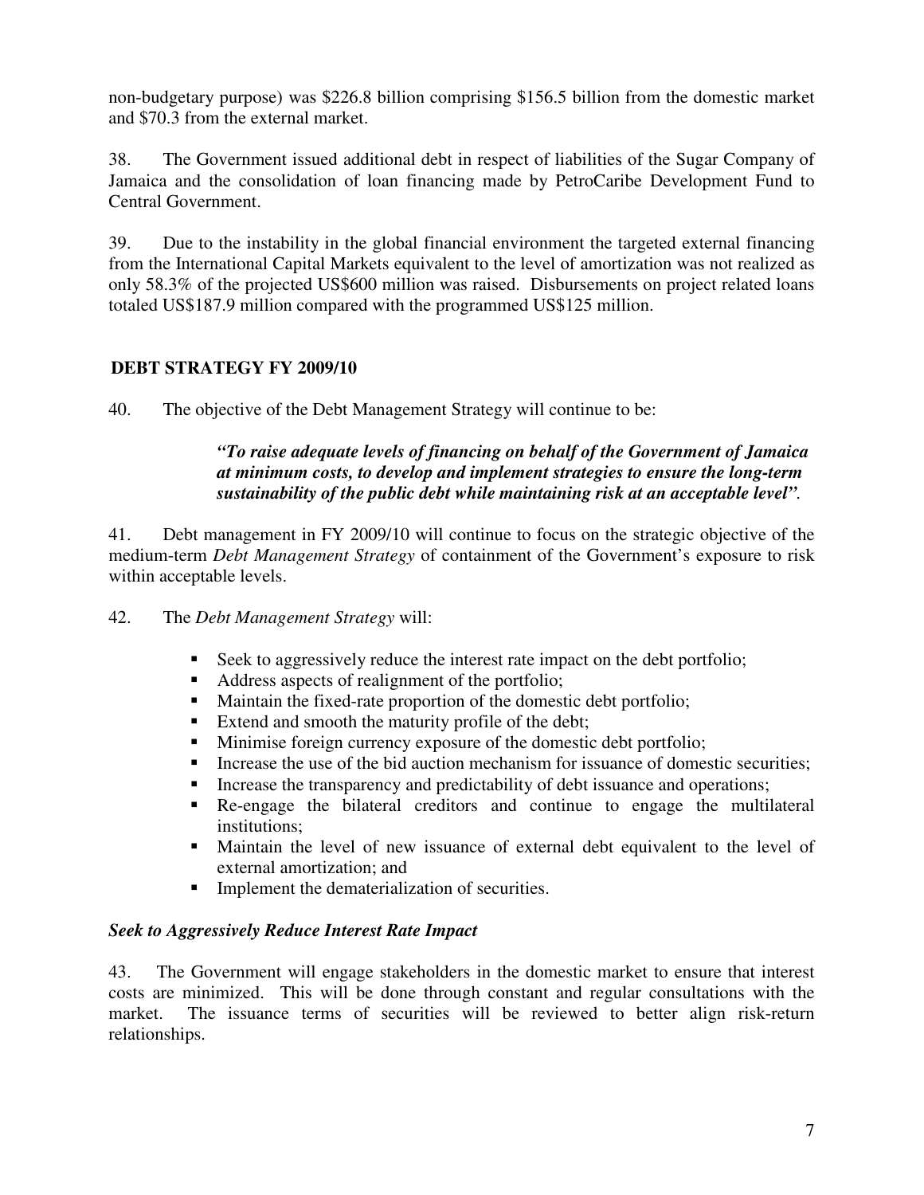non-budgetary purpose) was $226.8 billion comprising $156.5 billion from the domestic market and $70.3 from the external market.

38. The Government issued additional debt in respect of liabilities of the Sugar Company of Jamaica and the consolidation of loan financing made by PetroCaribe Development Fund to Central Government.

39. Due to the instability in the global financial environment the targeted external financing from the International Capital Markets equivalent to the level of amortization was not realized as only 58.3% of the projected US$600 million was raised. Disbursements on project related loans totaled US$187.9 million compared with the programmed US$125 million.

## DEBT STRATEGY FY 2009/10

40. The objective of the Debt Management Strategy will continue to be:

> ***"To raise adequate levels of financing on behalf of the Government of Jamaica at minimum costs, to develop and implement strategies to ensure the long-term sustainability of the public debt while maintaining risk at an acceptable level".***

41. Debt management in FY 2009/10 will continue to focus on the strategic objective of the medium-term *Debt Management Strategy* of containment of the Government's exposure to risk within acceptable levels.

42. The *Debt Management Strategy* will:

- Seek to aggressively reduce the interest rate impact on the debt portfolio;
- Address aspects of realignment of the portfolio;
- Maintain the fixed-rate proportion of the domestic debt portfolio;
- Extend and smooth the maturity profile of the debt;
- Minimise foreign currency exposure of the domestic debt portfolio;
- Increase the use of the bid auction mechanism for issuance of domestic securities;
- Increase the transparency and predictability of debt issuance and operations;
- Re-engage the bilateral creditors and continue to engage the multilateral institutions;
- Maintain the level of new issuance of external debt equivalent to the level of external amortization; and
- Implement the dematerialization of securities.

### *Seek to Aggressively Reduce Interest Rate Impact*

43. The Government will engage stakeholders in the domestic market to ensure that interest costs are minimized. This will be done through constant and regular consultations with the market. The issuance terms of securities will be reviewed to better align risk-return relationships.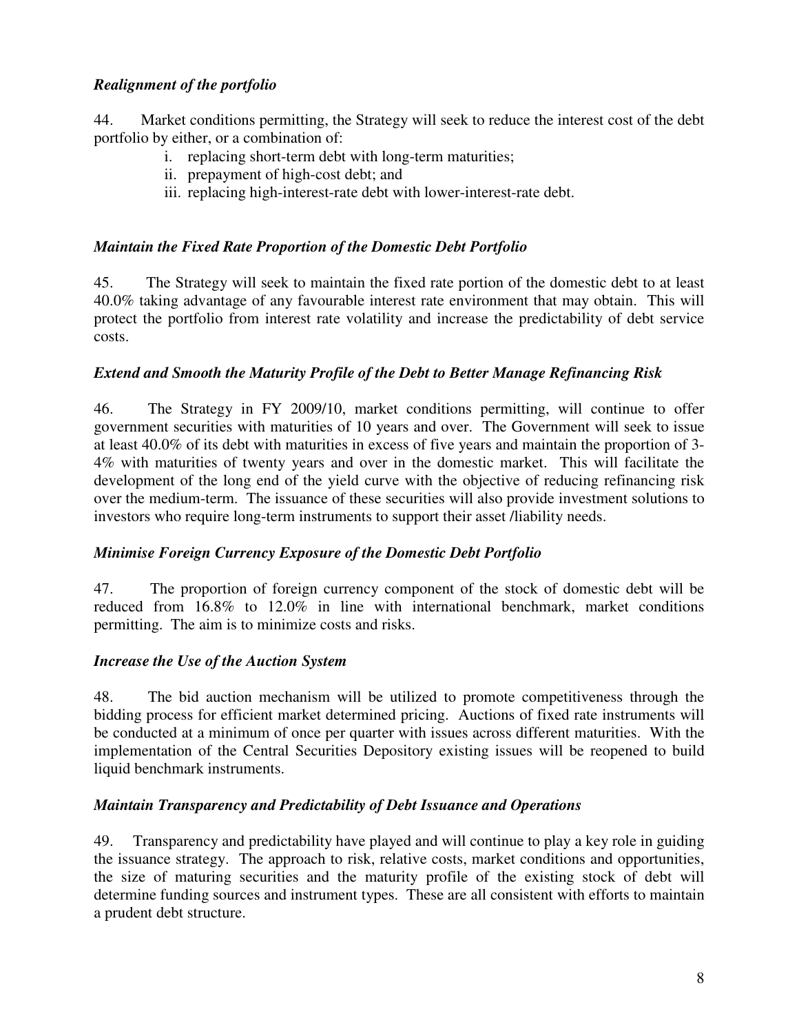### *Realignment of the portfolio*

44. Market conditions permitting, the Strategy will seek to reduce the interest cost of the debt portfolio by either, or a combination of:

i. replacing short-term debt with long-term maturities;
ii. prepayment of high-cost debt; and
iii. replacing high-interest-rate debt with lower-interest-rate debt.

### *Maintain the Fixed Rate Proportion of the Domestic Debt Portfolio*

45. The Strategy will seek to maintain the fixed rate portion of the domestic debt to at least 40.0% taking advantage of any favourable interest rate environment that may obtain. This will protect the portfolio from interest rate volatility and increase the predictability of debt service costs.

### *Extend and Smooth the Maturity Profile of the Debt to Better Manage Refinancing Risk*

46. The Strategy in FY 2009/10, market conditions permitting, will continue to offer government securities with maturities of 10 years and over. The Government will seek to issue at least 40.0% of its debt with maturities in excess of five years and maintain the proportion of 3-4% with maturities of twenty years and over in the domestic market. This will facilitate the development of the long end of the yield curve with the objective of reducing refinancing risk over the medium-term. The issuance of these securities will also provide investment solutions to investors who require long-term instruments to support their asset /liability needs.

### *Minimise Foreign Currency Exposure of the Domestic Debt Portfolio*

47. The proportion of foreign currency component of the stock of domestic debt will be reduced from 16.8% to 12.0% in line with international benchmark, market conditions permitting. The aim is to minimize costs and risks.

### *Increase the Use of the Auction System*

48. The bid auction mechanism will be utilized to promote competitiveness through the bidding process for efficient market determined pricing. Auctions of fixed rate instruments will be conducted at a minimum of once per quarter with issues across different maturities. With the implementation of the Central Securities Depository existing issues will be reopened to build liquid benchmark instruments.

### *Maintain Transparency and Predictability of Debt Issuance and Operations*

49. Transparency and predictability have played and will continue to play a key role in guiding the issuance strategy. The approach to risk, relative costs, market conditions and opportunities, the size of maturing securities and the maturity profile of the existing stock of debt will determine funding sources and instrument types. These are all consistent with efforts to maintain a prudent debt structure.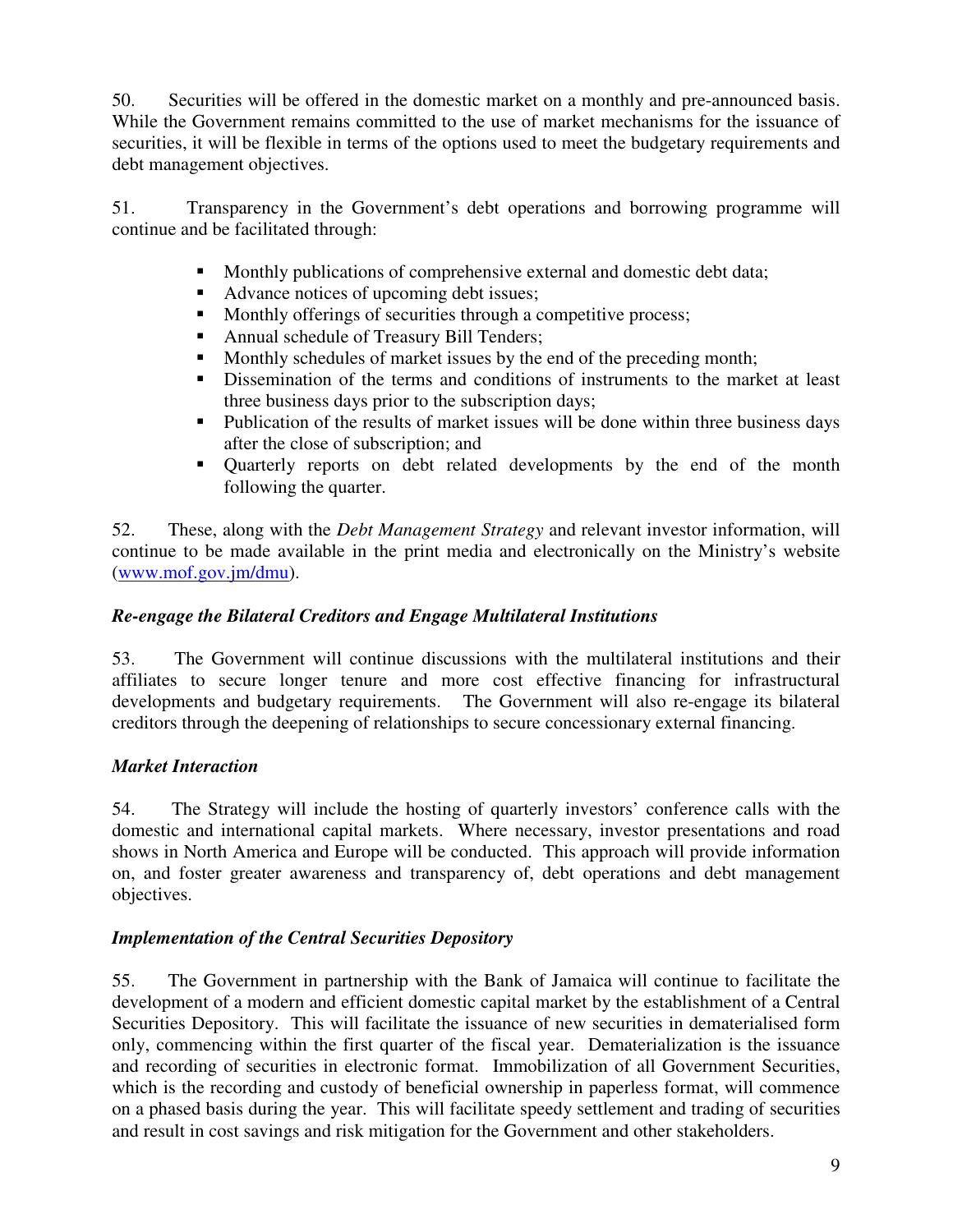50. Securities will be offered in the domestic market on a monthly and pre-announced basis. While the Government remains committed to the use of market mechanisms for the issuance of securities, it will be flexible in terms of the options used to meet the budgetary requirements and debt management objectives.

51. Transparency in the Government's debt operations and borrowing programme will continue and be facilitated through:

- Monthly publications of comprehensive external and domestic debt data;
- Advance notices of upcoming debt issues;
- Monthly offerings of securities through a competitive process;
- Annual schedule of Treasury Bill Tenders;
- Monthly schedules of market issues by the end of the preceding month;
- Dissemination of the terms and conditions of instruments to the market at least three business days prior to the subscription days;
- Publication of the results of market issues will be done within three business days after the close of subscription; and
- Quarterly reports on debt related developments by the end of the month following the quarter.

52. These, along with the *Debt Management Strategy* and relevant investor information, will continue to be made available in the print media and electronically on the Ministry's website (www.mof.gov.jm/dmu).

### *Re-engage the Bilateral Creditors and Engage Multilateral Institutions*

53. The Government will continue discussions with the multilateral institutions and their affiliates to secure longer tenure and more cost effective financing for infrastructural developments and budgetary requirements. The Government will also re-engage its bilateral creditors through the deepening of relationships to secure concessionary external financing.

### *Market Interaction*

54. The Strategy will include the hosting of quarterly investors' conference calls with the domestic and international capital markets. Where necessary, investor presentations and road shows in North America and Europe will be conducted. This approach will provide information on, and foster greater awareness and transparency of, debt operations and debt management objectives.

### *Implementation of the Central Securities Depository*

55. The Government in partnership with the Bank of Jamaica will continue to facilitate the development of a modern and efficient domestic capital market by the establishment of a Central Securities Depository. This will facilitate the issuance of new securities in dematerialised form only, commencing within the first quarter of the fiscal year. Dematerialization is the issuance and recording of securities in electronic format. Immobilization of all Government Securities, which is the recording and custody of beneficial ownership in paperless format, will commence on a phased basis during the year. This will facilitate speedy settlement and trading of securities and result in cost savings and risk mitigation for the Government and other stakeholders.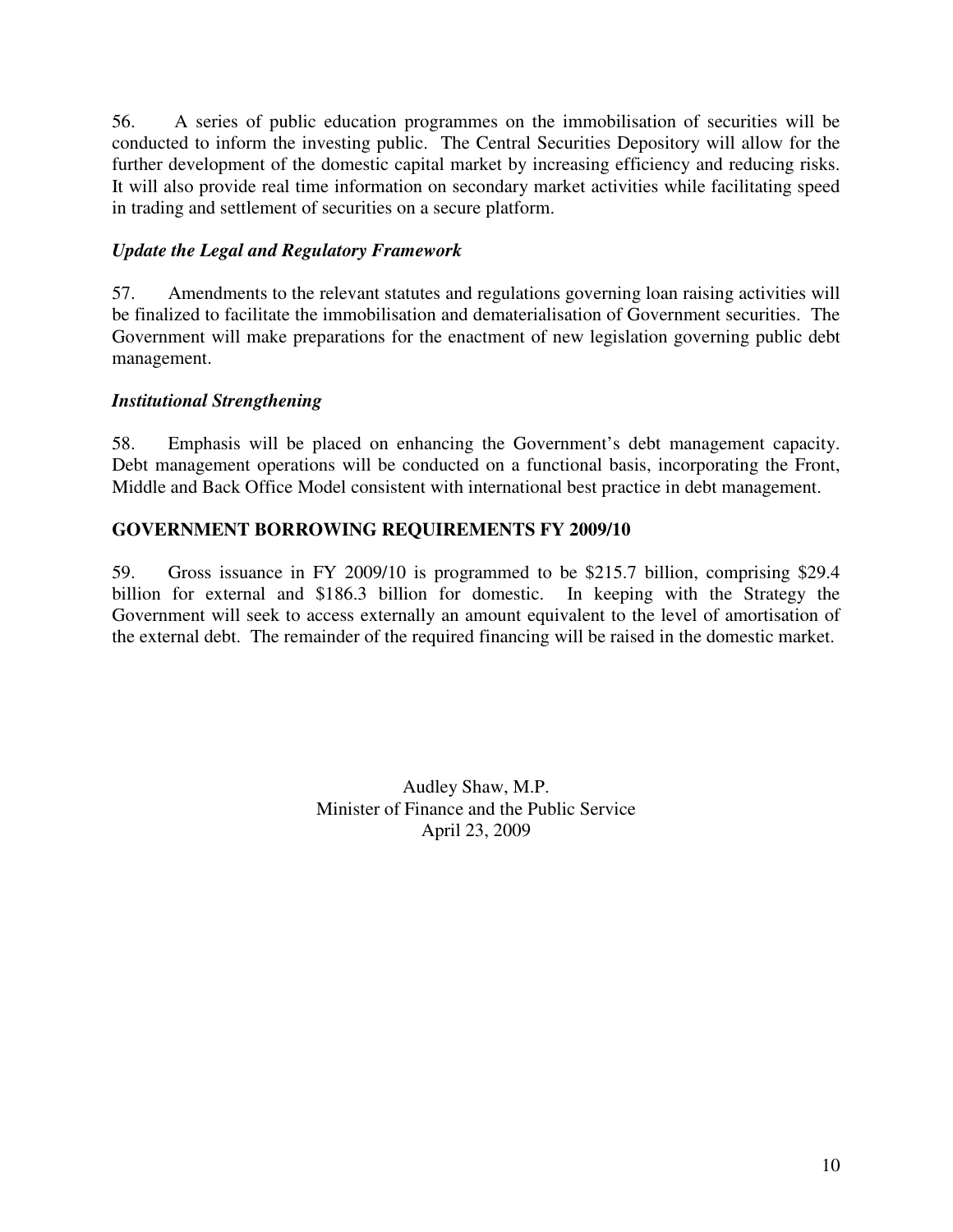56. A series of public education programmes on the immobilisation of securities will be conducted to inform the investing public. The Central Securities Depository will allow for the further development of the domestic capital market by increasing efficiency and reducing risks. It will also provide real time information on secondary market activities while facilitating speed in trading and settlement of securities on a secure platform.

***Update the Legal and Regulatory Framework***

57. Amendments to the relevant statutes and regulations governing loan raising activities will be finalized to facilitate the immobilisation and dematerialisation of Government securities. The Government will make preparations for the enactment of new legislation governing public debt management.

***Institutional Strengthening***

58. Emphasis will be placed on enhancing the Government's debt management capacity. Debt management operations will be conducted on a functional basis, incorporating the Front, Middle and Back Office Model consistent with international best practice in debt management.

## GOVERNMENT BORROWING REQUIREMENTS FY 2009/10

59. Gross issuance in FY 2009/10 is programmed to be $215.7 billion, comprising $29.4 billion for external and $186.3 billion for domestic. In keeping with the Strategy the Government will seek to access externally an amount equivalent to the level of amortisation of the external debt. The remainder of the required financing will be raised in the domestic market.

Audley Shaw, M.P.
Minister of Finance and the Public Service
April 23, 2009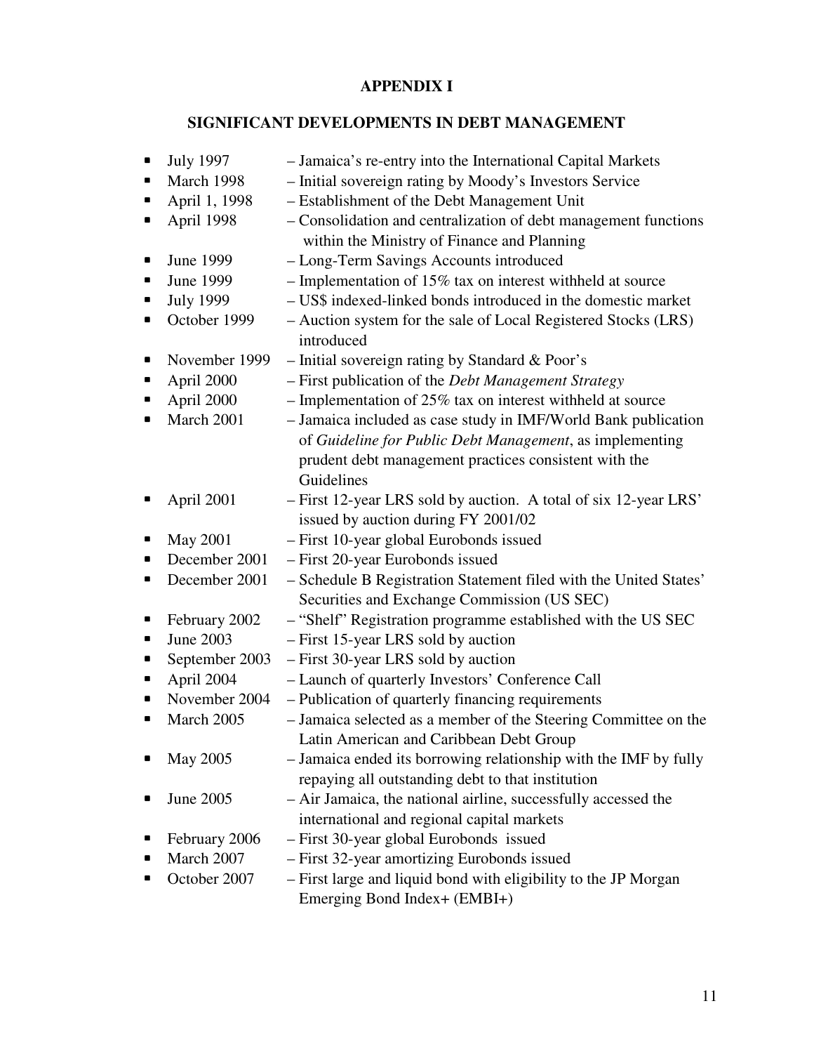# APPENDIX I

## SIGNIFICANT DEVELOPMENTS IN DEBT MANAGEMENT

- July 1997 – Jamaica's re-entry into the International Capital Markets
- March 1998 – Initial sovereign rating by Moody's Investors Service
- April 1, 1998 – Establishment of the Debt Management Unit
- April 1998 – Consolidation and centralization of debt management functions within the Ministry of Finance and Planning
- June 1999 – Long-Term Savings Accounts introduced
- June 1999 – Implementation of 15% tax on interest withheld at source
- July 1999 – US$ indexed-linked bonds introduced in the domestic market
- October 1999 – Auction system for the sale of Local Registered Stocks (LRS) introduced
- November 1999 – Initial sovereign rating by Standard & Poor's
- April 2000 – First publication of the *Debt Management Strategy*
- April 2000 – Implementation of 25% tax on interest withheld at source
- March 2001 – Jamaica included as case study in IMF/World Bank publication of *Guideline for Public Debt Management*, as implementing prudent debt management practices consistent with the Guidelines
- April 2001 – First 12-year LRS sold by auction. A total of six 12-year LRS' issued by auction during FY 2001/02
- May 2001 – First 10-year global Eurobonds issued
- December 2001 – First 20-year Eurobonds issued
- December 2001 – Schedule B Registration Statement filed with the United States' Securities and Exchange Commission (US SEC)
- February 2002 – "Shelf" Registration programme established with the US SEC
- June 2003 – First 15-year LRS sold by auction
- September 2003 – First 30-year LRS sold by auction
- April 2004 – Launch of quarterly Investors' Conference Call
- November 2004 – Publication of quarterly financing requirements
- March 2005 – Jamaica selected as a member of the Steering Committee on the Latin American and Caribbean Debt Group
- May 2005 – Jamaica ended its borrowing relationship with the IMF by fully repaying all outstanding debt to that institution
- June 2005 – Air Jamaica, the national airline, successfully accessed the international and regional capital markets
- February 2006 – First 30-year global Eurobonds issued
- March 2007 – First 32-year amortizing Eurobonds issued
- October 2007 – First large and liquid bond with eligibility to the JP Morgan Emerging Bond Index+ (EMBI+)